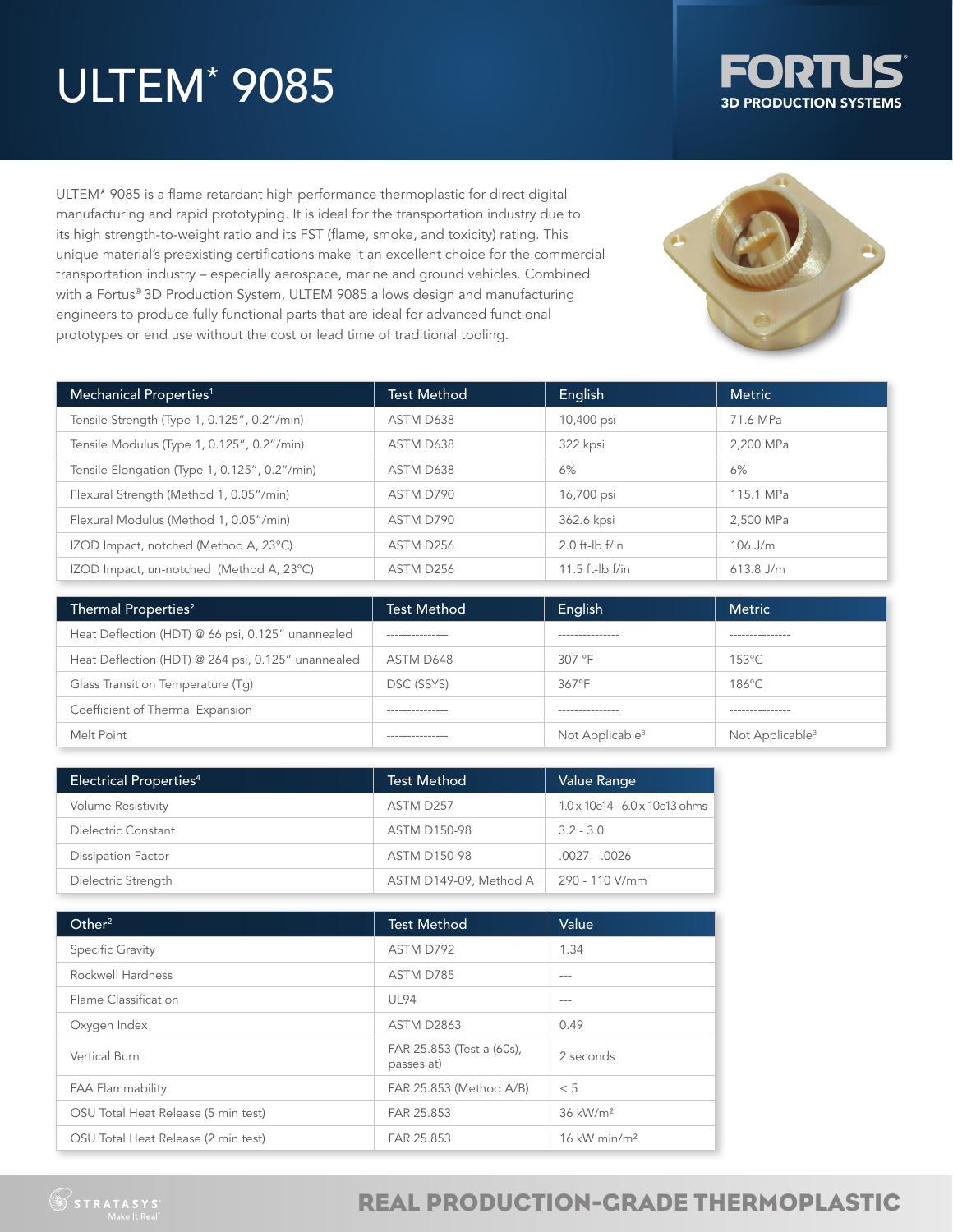# ULTEM* 9085

FORTUS 3D PRODUCTION SYSTEMS

ULTEM* 9085 is a flame retardant high performance thermoplastic for direct digital manufacturing and rapid prototyping. It is ideal for the transportation industry due to its high strength-to-weight ratio and its FST (flame, smoke, and toxicity) rating. This unique material's preexisting certifications make it an excellent choice for the commercial transportation industry – especially aerospace, marine and ground vehicles. Combined with a Fortus® 3D Production System, ULTEM 9085 allows design and manufacturing engineers to produce fully functional parts that are ideal for advanced functional prototypes or end use without the cost or lead time of traditional tooling.

| Mechanical Properties[1] | Test Method | English | Metric |
|---|---|---|---|
| Tensile Strength (Type 1, 0.125", 0.2"/min) | ASTM D638 | 10,400 psi | 71.6 MPa |
| Tensile Modulus (Type 1, 0.125", 0.2"/min) | ASTM D638 | 322 kpsi | 2,200 MPa |
| Tensile Elongation (Type 1, 0.125", 0.2"/min) | ASTM D638 | 6% | 6% |
| Flexural Strength (Method 1, 0.05"/min) | ASTM D790 | 16,700 psi | 115.1 MPa |
| Flexural Modulus (Method 1, 0.05"/min) | ASTM D790 | 362.6 kpsi | 2,500 MPa |
| IZOD Impact, notched (Method A, 23°C) | ASTM D256 | 2.0 ft-lb f/in | 106 J/m |
| IZOD Impact, un-notched (Method A, 23°C) | ASTM D256 | 11.5 ft-lb f/in | 613.8 J/m |

| Thermal Properties[2] | Test Method | English | Metric |
|---|---|---|---|
| Heat Deflection (HDT) @ 66 psi, 0.125" unannealed | --------------- | --------------- | --------------- |
| Heat Deflection (HDT) @ 264 psi, 0.125" unannealed | ASTM D648 | 307 °F | 153°C |
| Glass Transition Temperature (Tg) | DSC (SSYS) | 367°F | 186°C |
| Coefficient of Thermal Expansion | --------------- | --------------- | --------------- |
| Melt Point | --------------- | Not Applicable[3] | Not Applicable[3] |

| Electrical Properties[4] | Test Method | Value Range |
|---|---|---|
| Volume Resistivity | ASTM D257 | 1.0 x 10e14 - 6.0 x 10e13 ohms |
| Dielectric Constant | ASTM D150-98 | 3.2 - 3.0 |
| Dissipation Factor | ASTM D150-98 | .0027 - .0026 |
| Dielectric Strength | ASTM D149-09, Method A | 290 - 110 V/mm |

| Other[2] | Test Method | Value |
|---|---|---|
| Specific Gravity | ASTM D792 | 1.34 |
| Rockwell Hardness | ASTM D785 | --- |
| Flame Classification | UL94 | --- |
| Oxygen Index | ASTM D2863 | 0.49 |
| Vertical Burn | FAR 25.853 (Test a (60s), passes at) | 2 seconds |
| FAA Flammability | FAR 25.853 (Method A/B) | < 5 |
| OSU Total Heat Release (5 min test) | FAR 25.853 | 36 kW/m² |
| OSU Total Heat Release (2 min test) | FAR 25.853 | 16 kW min/m² |

STRATASYS Make It Real

REAL PRODUCTION-GRADE THERMOPLASTIC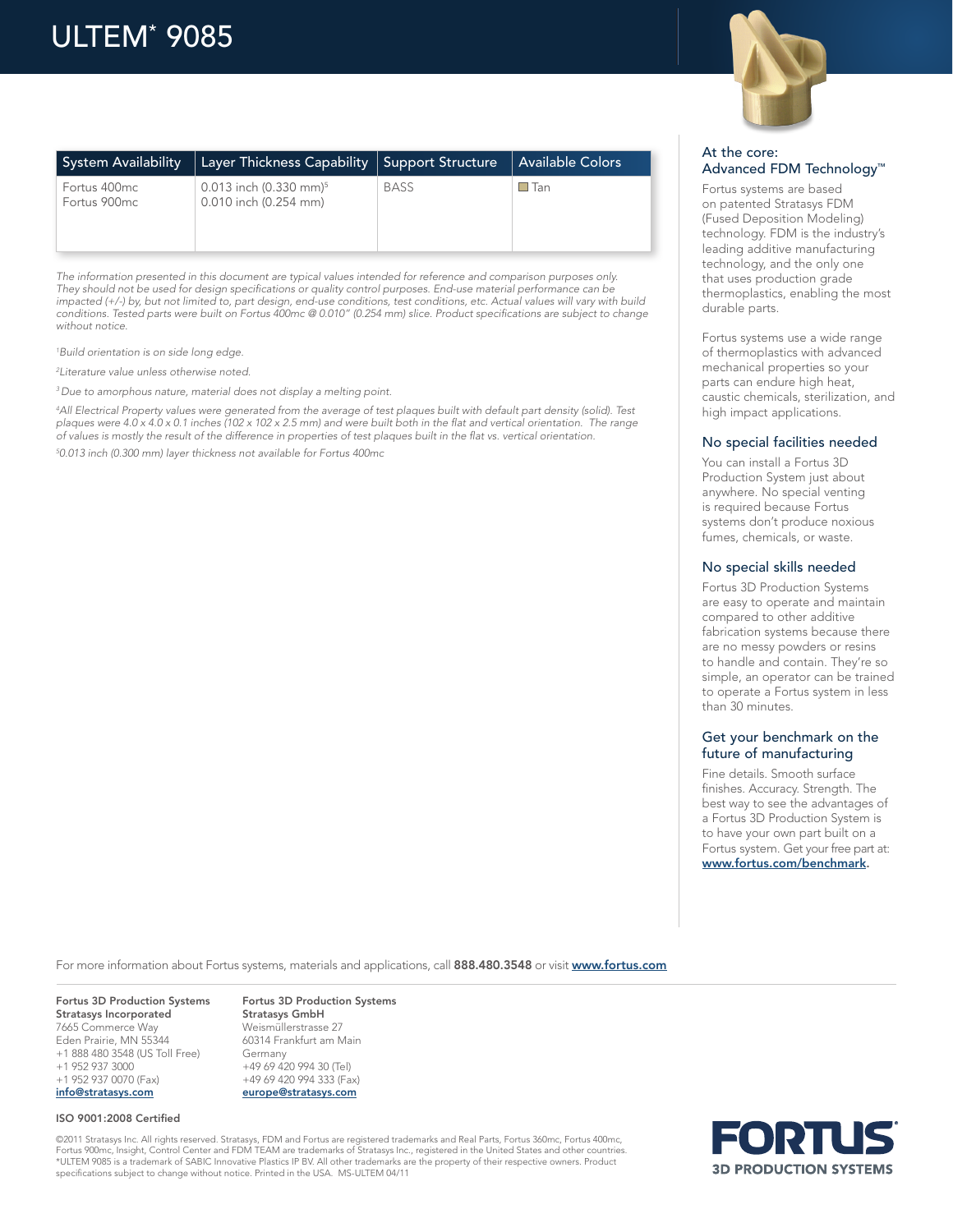# ULTEM* 9085

| System Availability | Layer Thickness Capability | Support Structure | Available Colors |
|---|---|---|---|
| Fortus 400mc<br>Fortus 900mc | 0.013 inch (0.330 mm)[5]<br>0.010 inch (0.254 mm) | BASS | Tan |

*The information presented in this document are typical values intended for reference and comparison purposes only. They should not be used for design specifications or quality control purposes. End-use material performance can be impacted (+/-) by, but not limited to, part design, end-use conditions, test conditions, etc. Actual values will vary with build conditions. Tested parts were built on Fortus 400mc @ 0.010" (0.254 mm) slice. Product specifications are subject to change without notice.*

*[1]Build orientation is on side long edge.*

*[2]Literature value unless otherwise noted.*

*[3]Due to amorphous nature, material does not display a melting point.*

*[4]All Electrical Property values were generated from the average of test plaques built with default part density (solid). Test plaques were 4.0 x 4.0 x 0.1 inches (102 x 102 x 2.5 mm) and were built both in the flat and vertical orientation. The range of values is mostly the result of the difference in properties of test plaques built in the flat vs. vertical orientation.*

*[5]0.013 inch (0.300 mm) layer thickness not available for Fortus 400mc*

## At the core: Advanced FDM Technology™

Fortus systems are based on patented Stratasys FDM (Fused Deposition Modeling) technology. FDM is the industry's leading additive manufacturing technology, and the only one that uses production grade thermoplastics, enabling the most durable parts.

Fortus systems use a wide range of thermoplastics with advanced mechanical properties so your parts can endure high heat, caustic chemicals, sterilization, and high impact applications.

## No special facilities needed

You can install a Fortus 3D Production System just about anywhere. No special venting is required because Fortus systems don't produce noxious fumes, chemicals, or waste.

## No special skills needed

Fortus 3D Production Systems are easy to operate and maintain compared to other additive fabrication systems because there are no messy powders or resins to handle and contain. They're so simple, an operator can be trained to operate a Fortus system in less than 30 minutes.

## Get your benchmark on the future of manufacturing

Fine details. Smooth surface finishes. Accuracy. Strength. The best way to see the advantages of a Fortus 3D Production System is to have your own part built on a Fortus system. Get your free part at: **www.fortus.com/benchmark.**

For more information about Fortus systems, materials and applications, call **888.480.3548** or visit **www.fortus.com**

**Fortus 3D Production Systems**
**Stratasys Incorporated**
7665 Commerce Way
Eden Prairie, MN 55344
+1 888 480 3548 (US Toll Free)
+1 952 937 3000
+1 952 937 0070 (Fax)
**info@stratasys.com**

**Fortus 3D Production Systems**
**Stratasys GmbH**
Weismüllerstrasse 27
60314 Frankfurt am Main
Germany
+49 69 420 994 30 (Tel)
+49 69 420 994 333 (Fax)
**europe@stratasys.com**

**ISO 9001:2008 Certified**

©2011 Stratasys Inc. All rights reserved. Stratasys, FDM and Fortus are registered trademarks and Real Parts, Fortus 360mc, Fortus 400mc, Fortus 900mc, Insight, Control Center and FDM TEAM are trademarks of Stratasys Inc., registered in the United States and other countries. *ULTEM 9085 is a trademark of SABIC Innovative Plastics IP BV. All other trademarks are the property of their respective owners. Product specifications subject to change without notice. Printed in the USA. MS-ULTEM 04/11

**FORTUS®**
**3D PRODUCTION SYSTEMS**